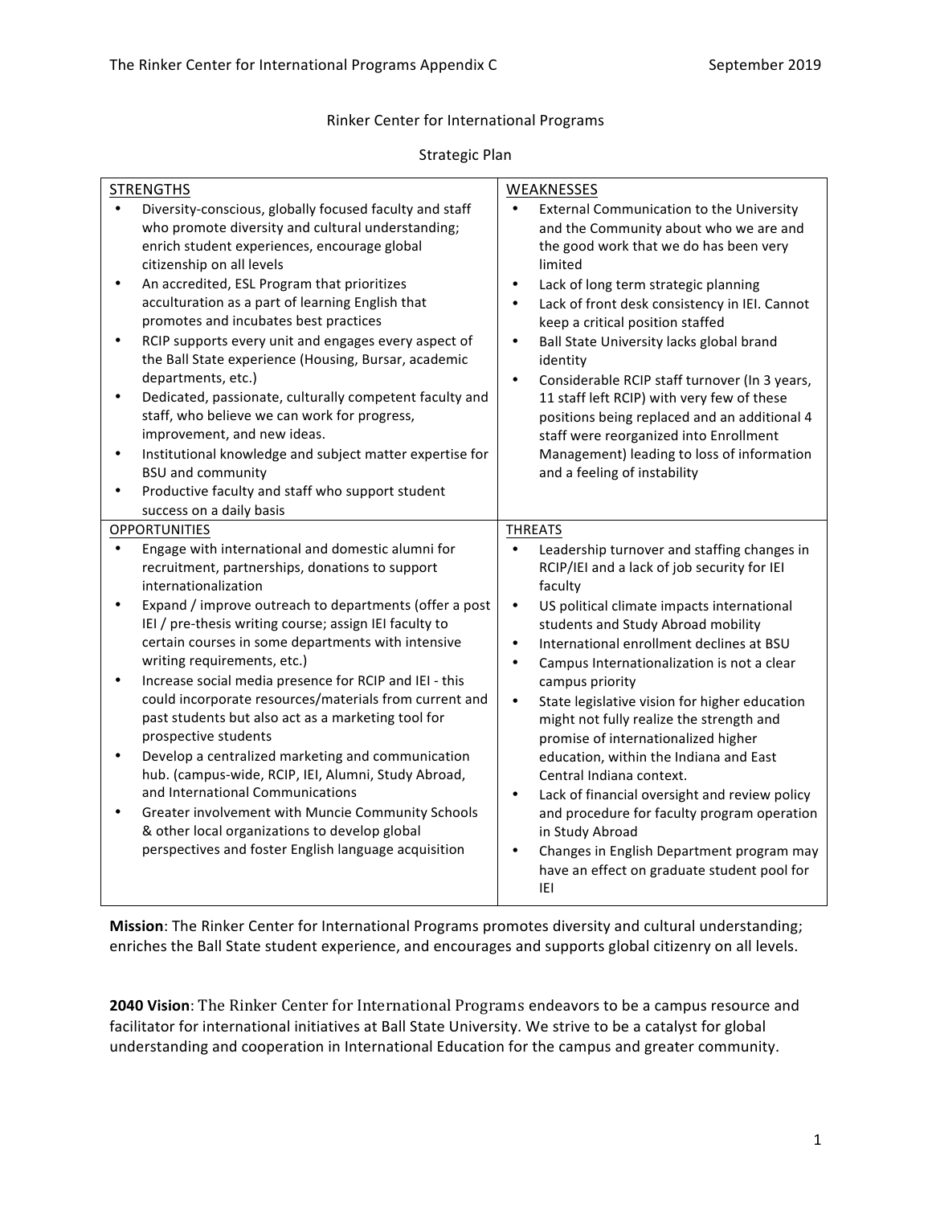# Rinker Center for International Programs

## Strategic Plan

| STRENGTHS | WEAKNESSES |
|---|---|
| • Diversity-conscious, globally focused faculty and staff who promote diversity and cultural understanding; enrich student experiences, encourage global citizenship on all levels<br>• An accredited, ESL Program that prioritizes acculturation as a part of learning English that promotes and incubates best practices<br>• RCIP supports every unit and engages every aspect of the Ball State experience (Housing, Bursar, academic departments, etc.)<br>• Dedicated, passionate, culturally competent faculty and staff, who believe we can work for progress, improvement, and new ideas.<br>• Institutional knowledge and subject matter expertise for BSU and community<br>• Productive faculty and staff who support student success on a daily basis | • External Communication to the University and the Community about who we are and the good work that we do has been very limited<br>• Lack of long term strategic planning<br>• Lack of front desk consistency in IEI. Cannot keep a critical position staffed<br>• Ball State University lacks global brand identity<br>• Considerable RCIP staff turnover (In 3 years, 11 staff left RCIP) with very few of these positions being replaced and an additional 4 staff were reorganized into Enrollment Management) leading to loss of information and a feeling of instability |
| **OPPORTUNITIES** | **THREATS** |
| • Engage with international and domestic alumni for recruitment, partnerships, donations to support internationalization<br>• Expand / improve outreach to departments (offer a post IEI / pre-thesis writing course; assign IEI faculty to certain courses in some departments with intensive writing requirements, etc.)<br>• Increase social media presence for RCIP and IEI - this could incorporate resources/materials from current and past students but also act as a marketing tool for prospective students<br>• Develop a centralized marketing and communication hub. (campus-wide, RCIP, IEI, Alumni, Study Abroad, and International Communications<br>• Greater involvement with Muncie Community Schools & other local organizations to develop global perspectives and foster English language acquisition | • Leadership turnover and staffing changes in RCIP/IEI and a lack of job security for IEI faculty<br>• US political climate impacts international students and Study Abroad mobility<br>• International enrollment declines at BSU<br>• Campus Internationalization is not a clear campus priority<br>• State legislative vision for higher education might not fully realize the strength and promise of internationalized higher education, within the Indiana and East Central Indiana context.<br>• Lack of financial oversight and review policy and procedure for faculty program operation in Study Abroad<br>• Changes in English Department program may have an effect on graduate student pool for IEI |

**Mission**: The Rinker Center for International Programs promotes diversity and cultural understanding; enriches the Ball State student experience, and encourages and supports global citizenry on all levels.

**2040 Vision**: The Rinker Center for International Programs endeavors to be a campus resource and facilitator for international initiatives at Ball State University. We strive to be a catalyst for global understanding and cooperation in International Education for the campus and greater community.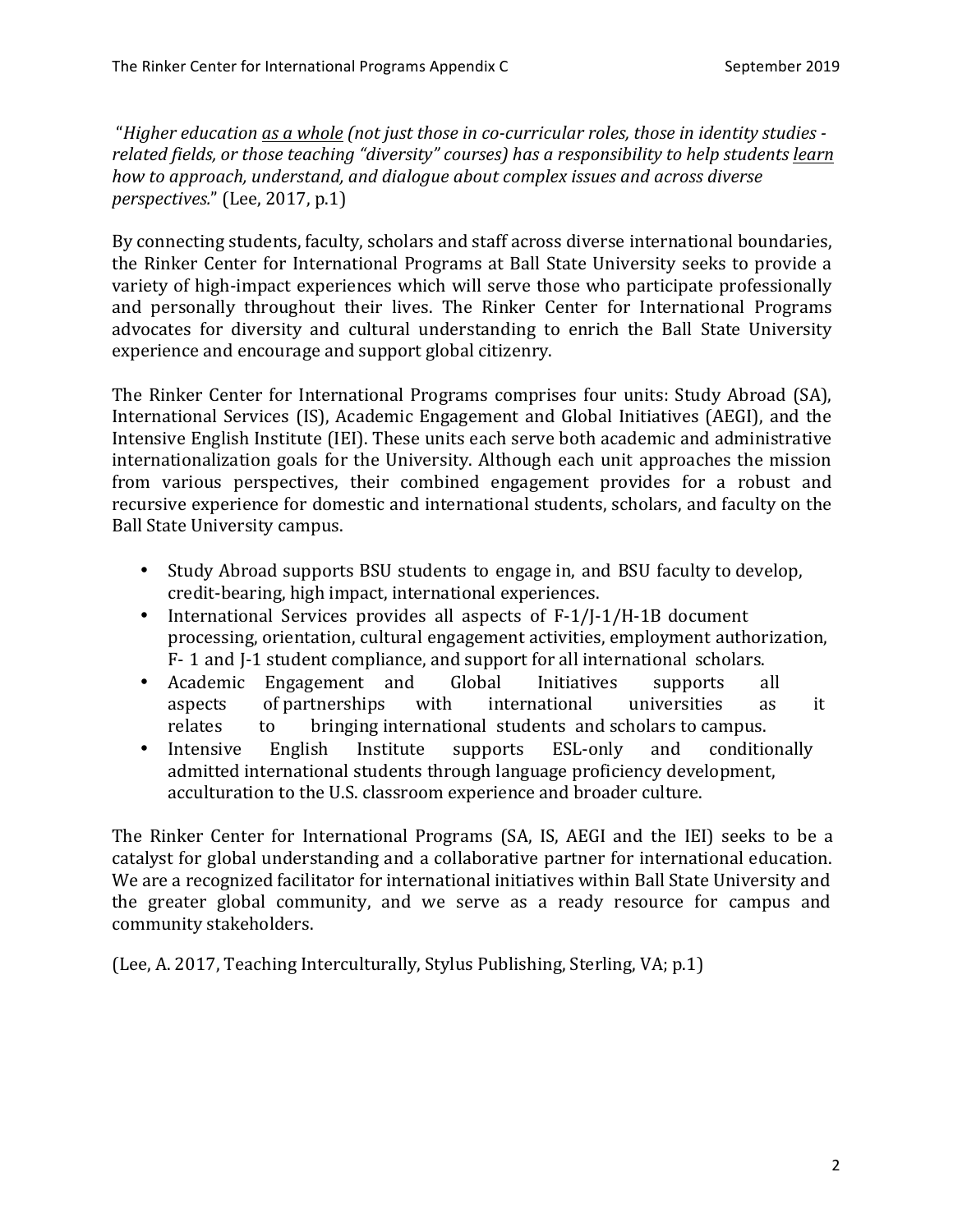"*Higher education <u>as a whole</u> (not just those in co-curricular roles, those in identity studies -related fields, or those teaching "diversity" courses) has a responsibility to help students <u>learn</u> how to approach, understand, and dialogue about complex issues and across diverse perspectives.*" (Lee, 2017, p.1)

By connecting students, faculty, scholars and staff across diverse international boundaries, the Rinker Center for International Programs at Ball State University seeks to provide a variety of high-impact experiences which will serve those who participate professionally and personally throughout their lives. The Rinker Center for International Programs advocates for diversity and cultural understanding to enrich the Ball State University experience and encourage and support global citizenry.

The Rinker Center for International Programs comprises four units: Study Abroad (SA), International Services (IS), Academic Engagement and Global Initiatives (AEGI), and the Intensive English Institute (IEI). These units each serve both academic and administrative internationalization goals for the University. Although each unit approaches the mission from various perspectives, their combined engagement provides for a robust and recursive experience for domestic and international students, scholars, and faculty on the Ball State University campus.

- Study Abroad supports BSU students to engage in, and BSU faculty to develop, credit-bearing, high impact, international experiences.
- International Services provides all aspects of F-1/J-1/H-1B document processing, orientation, cultural engagement activities, employment authorization, F- 1 and J-1 student compliance, and support for all international scholars.
- Academic Engagement and Global Initiatives supports all aspects of partnerships with international universities as it relates to bringing international students and scholars to campus.
- Intensive English Institute supports ESL-only and conditionally admitted international students through language proficiency development, acculturation to the U.S. classroom experience and broader culture.

The Rinker Center for International Programs (SA, IS, AEGI and the IEI) seeks to be a catalyst for global understanding and a collaborative partner for international education. We are a recognized facilitator for international initiatives within Ball State University and the greater global community, and we serve as a ready resource for campus and community stakeholders.

(Lee, A. 2017, Teaching Interculturally, Stylus Publishing, Sterling, VA; p.1)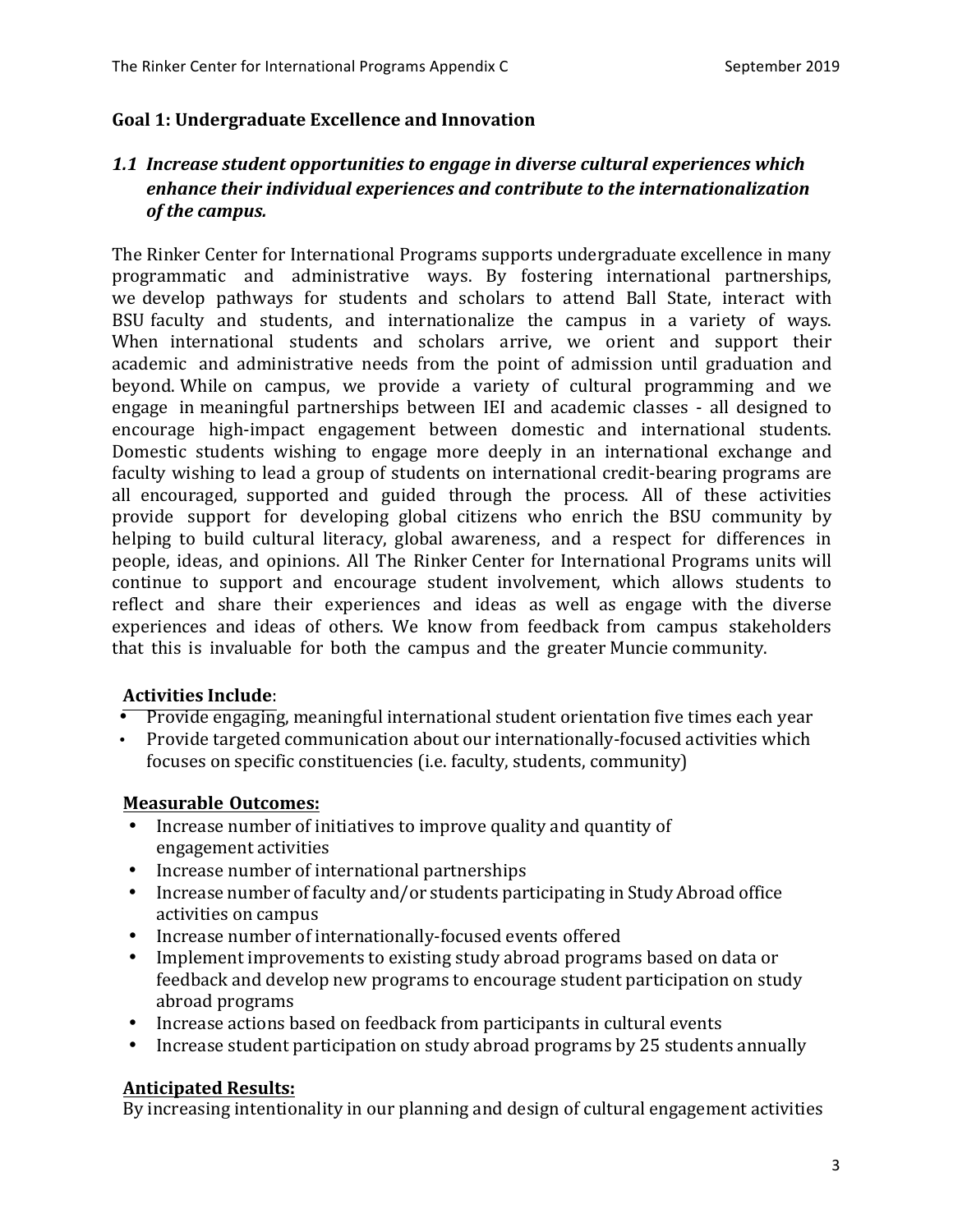## Goal 1: Undergraduate Excellence and Innovation

### *1.1 Increase student opportunities to engage in diverse cultural experiences which enhance their individual experiences and contribute to the internationalization of the campus.*

The Rinker Center for International Programs supports undergraduate excellence in many programmatic and administrative ways. By fostering international partnerships, we develop pathways for students and scholars to attend Ball State, interact with BSU faculty and students, and internationalize the campus in a variety of ways. When international students and scholars arrive, we orient and support their academic and administrative needs from the point of admission until graduation and beyond. While on campus, we provide a variety of cultural programming and we engage in meaningful partnerships between IEI and academic classes - all designed to encourage high-impact engagement between domestic and international students. Domestic students wishing to engage more deeply in an international exchange and faculty wishing to lead a group of students on international credit-bearing programs are all encouraged, supported and guided through the process. All of these activities provide support for developing global citizens who enrich the BSU community by helping to build cultural literacy, global awareness, and a respect for differences in people, ideas, and opinions. All The Rinker Center for International Programs units will continue to support and encourage student involvement, which allows students to reflect and share their experiences and ideas as well as engage with the diverse experiences and ideas of others. We know from feedback from campus stakeholders that this is invaluable for both the campus and the greater Muncie community.

**Activities Include**:

- Provide engaging, meaningful international student orientation five times each year
- Provide targeted communication about our internationally-focused activities which focuses on specific constituencies (i.e. faculty, students, community)

**Measurable Outcomes:**

- Increase number of initiatives to improve quality and quantity of engagement activities
- Increase number of international partnerships
- Increase number of faculty and/or students participating in Study Abroad office activities on campus
- Increase number of internationally-focused events offered
- Implement improvements to existing study abroad programs based on data or feedback and develop new programs to encourage student participation on study abroad programs
- Increase actions based on feedback from participants in cultural events
- Increase student participation on study abroad programs by 25 students annually

**Anticipated Results:**

By increasing intentionality in our planning and design of cultural engagement activities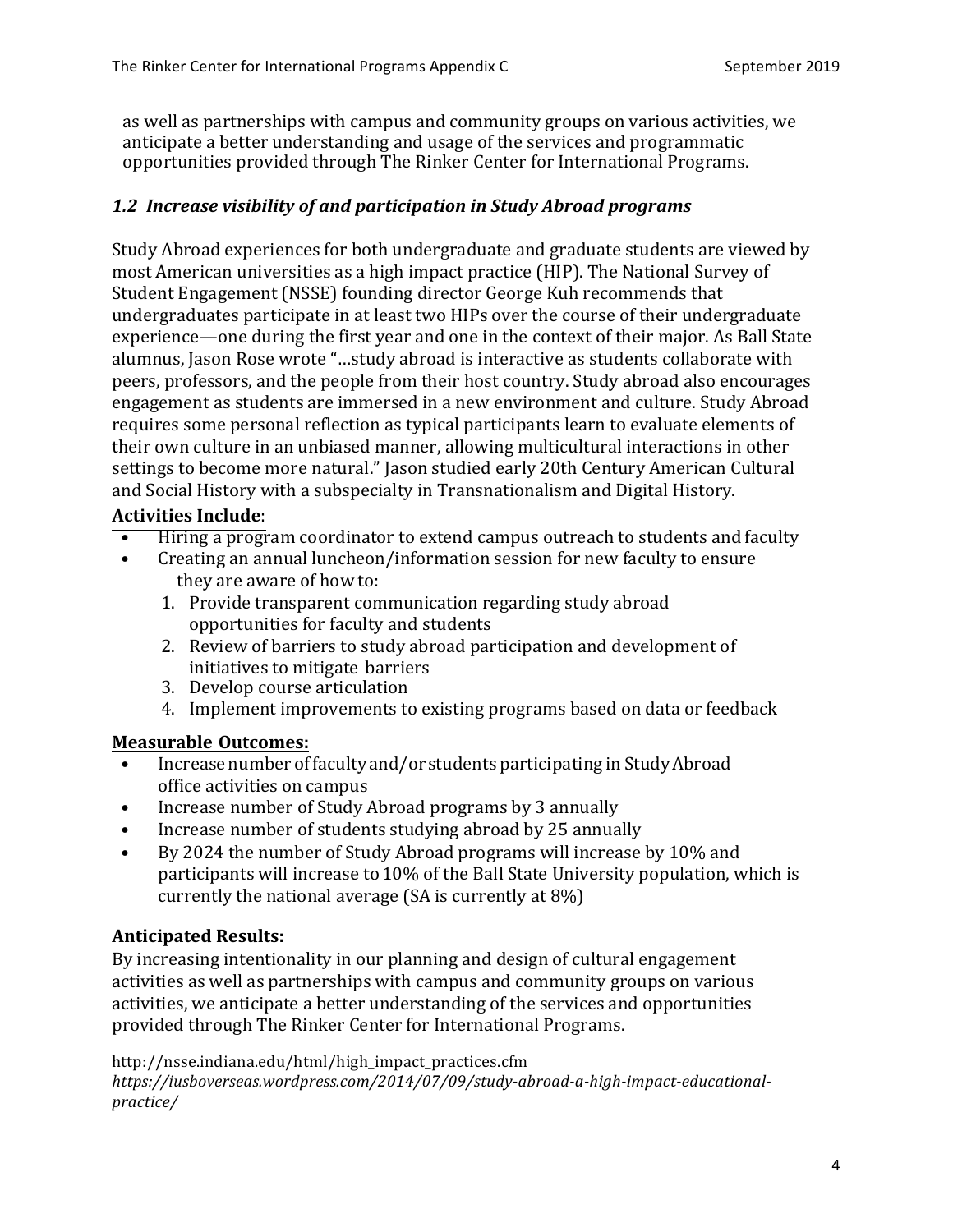as well as partnerships with campus and community groups on various activities, we anticipate a better understanding and usage of the services and programmatic opportunities provided through The Rinker Center for International Programs.

### *1.2 Increase visibility of and participation in Study Abroad programs*

Study Abroad experiences for both undergraduate and graduate students are viewed by most American universities as a high impact practice (HIP). The National Survey of Student Engagement (NSSE) founding director George Kuh recommends that undergraduates participate in at least two HIPs over the course of their undergraduate experience—one during the first year and one in the context of their major. As Ball State alumnus, Jason Rose wrote "…study abroad is interactive as students collaborate with peers, professors, and the people from their host country. Study abroad also encourages engagement as students are immersed in a new environment and culture. Study Abroad requires some personal reflection as typical participants learn to evaluate elements of their own culture in an unbiased manner, allowing multicultural interactions in other settings to become more natural." Jason studied early 20th Century American Cultural and Social History with a subspecialty in Transnationalism and Digital History.

**Activities Include**:

- Hiring a program coordinator to extend campus outreach to students and faculty
- Creating an annual luncheon/information session for new faculty to ensure they are aware of how to:
  1. Provide transparent communication regarding study abroad opportunities for faculty and students
  2. Review of barriers to study abroad participation and development of initiatives to mitigate barriers
  3. Develop course articulation
  4. Implement improvements to existing programs based on data or feedback

**Measurable Outcomes:**

- Increase number of faculty and/or students participating in Study Abroad office activities on campus
- Increase number of Study Abroad programs by 3 annually
- Increase number of students studying abroad by 25 annually
- By 2024 the number of Study Abroad programs will increase by 10% and participants will increase to 10% of the Ball State University population, which is currently the national average (SA is currently at 8%)

**Anticipated Results:**

By increasing intentionality in our planning and design of cultural engagement activities as well as partnerships with campus and community groups on various activities, we anticipate a better understanding of the services and opportunities provided through The Rinker Center for International Programs.

http://nsse.indiana.edu/html/high_impact_practices.cfm
*https://iusboverseas.wordpress.com/2014/07/09/study-abroad-a-high-impact-educational-practice/*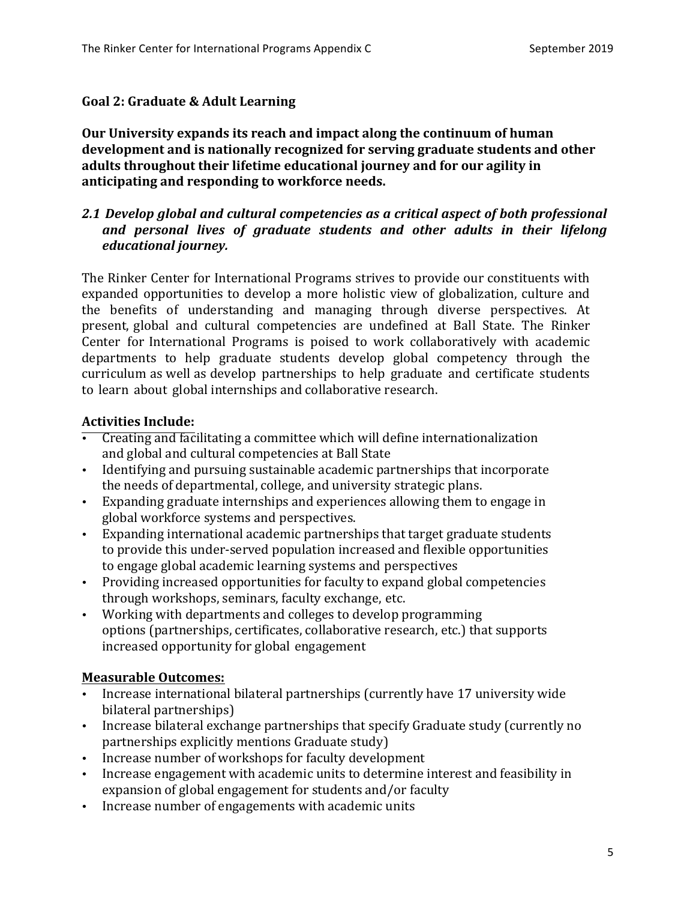## Goal 2: Graduate & Adult Learning

**Our University expands its reach and impact along the continuum of human development and is nationally recognized for serving graduate students and other adults throughout their lifetime educational journey and for our agility in anticipating and responding to workforce needs.**

### *2.1 Develop global and cultural competencies as a critical aspect of both professional and personal lives of graduate students and other adults in their lifelong educational journey.*

The Rinker Center for International Programs strives to provide our constituents with expanded opportunities to develop a more holistic view of globalization, culture and the benefits of understanding and managing through diverse perspectives. At present, global and cultural competencies are undefined at Ball State. The Rinker Center for International Programs is poised to work collaboratively with academic departments to help graduate students develop global competency through the curriculum as well as develop partnerships to help graduate and certificate students to learn about global internships and collaborative research.

**Activities Include:**

- Creating and facilitating a committee which will define internationalization and global and cultural competencies at Ball State
- Identifying and pursuing sustainable academic partnerships that incorporate the needs of departmental, college, and university strategic plans.
- Expanding graduate internships and experiences allowing them to engage in global workforce systems and perspectives.
- Expanding international academic partnerships that target graduate students to provide this under-served population increased and flexible opportunities to engage global academic learning systems and perspectives
- Providing increased opportunities for faculty to expand global competencies through workshops, seminars, faculty exchange, etc.
- Working with departments and colleges to develop programming options (partnerships, certificates, collaborative research, etc.) that supports increased opportunity for global engagement

**Measurable Outcomes:**

- Increase international bilateral partnerships (currently have 17 university wide bilateral partnerships)
- Increase bilateral exchange partnerships that specify Graduate study (currently no partnerships explicitly mentions Graduate study)
- Increase number of workshops for faculty development
- Increase engagement with academic units to determine interest and feasibility in expansion of global engagement for students and/or faculty
- Increase number of engagements with academic units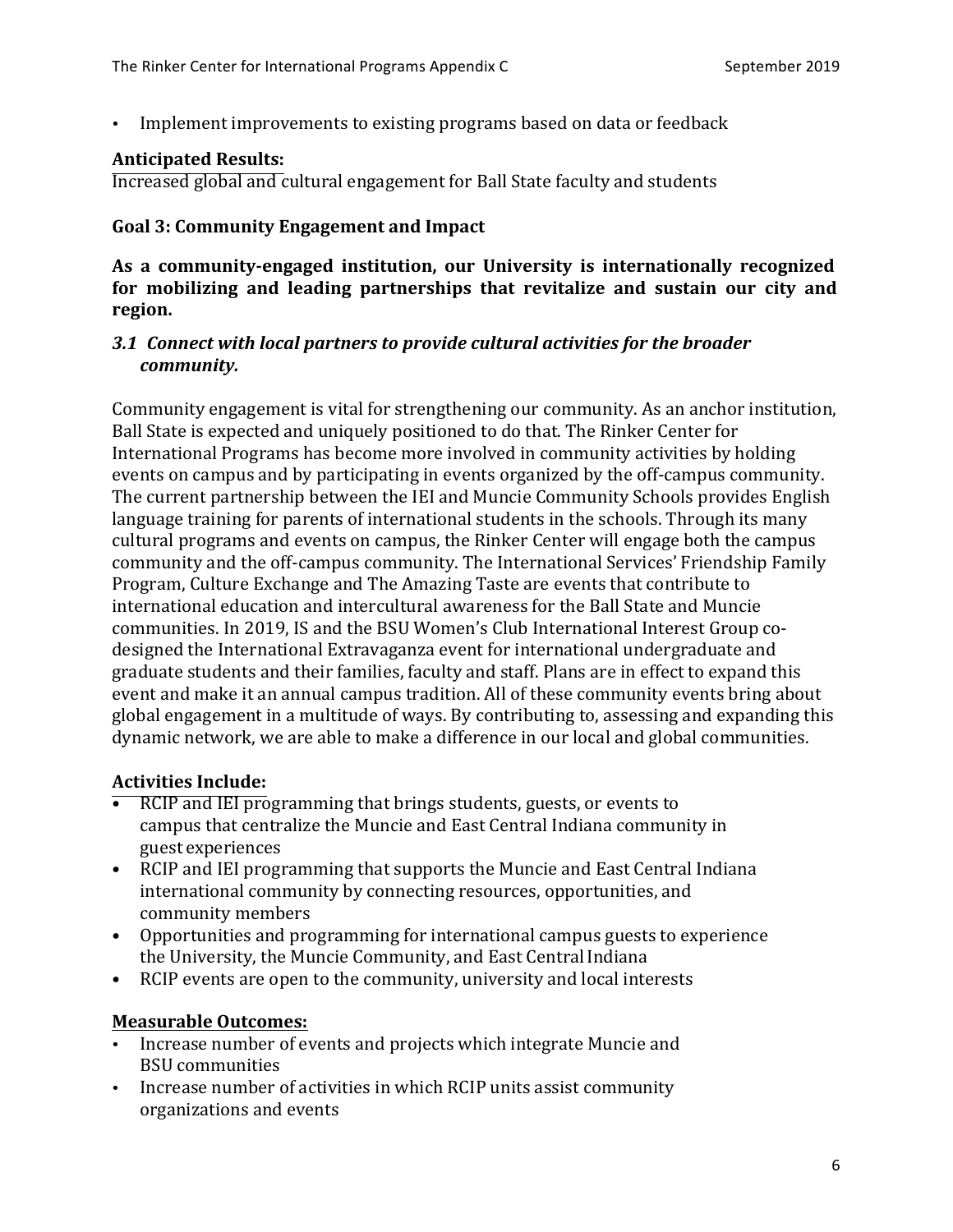- Implement improvements to existing programs based on data or feedback

**Anticipated Results:**
Increased global and cultural engagement for Ball State faculty and students

### Goal 3: Community Engagement and Impact

**As a community-engaged institution, our University is internationally recognized for mobilizing and leading partnerships that revitalize and sustain our city and region.**

#### *3.1 Connect with local partners to provide cultural activities for the broader community.*

Community engagement is vital for strengthening our community. As an anchor institution, Ball State is expected and uniquely positioned to do that. The Rinker Center for International Programs has become more involved in community activities by holding events on campus and by participating in events organized by the off-campus community. The current partnership between the IEI and Muncie Community Schools provides English language training for parents of international students in the schools. Through its many cultural programs and events on campus, the Rinker Center will engage both the campus community and the off-campus community. The International Services' Friendship Family Program, Culture Exchange and The Amazing Taste are events that contribute to international education and intercultural awareness for the Ball State and Muncie communities. In 2019, IS and the BSU Women's Club International Interest Group co-designed the International Extravaganza event for international undergraduate and graduate students and their families, faculty and staff. Plans are in effect to expand this event and make it an annual campus tradition. All of these community events bring about global engagement in a multitude of ways. By contributing to, assessing and expanding this dynamic network, we are able to make a difference in our local and global communities.

**Activities Include:**
- RCIP and IEI programming that brings students, guests, or events to campus that centralize the Muncie and East Central Indiana community in guest experiences
- RCIP and IEI programming that supports the Muncie and East Central Indiana international community by connecting resources, opportunities, and community members
- Opportunities and programming for international campus guests to experience the University, the Muncie Community, and East Central Indiana
- RCIP events are open to the community, university and local interests

**Measurable Outcomes:**
- Increase number of events and projects which integrate Muncie and BSU communities
- Increase number of activities in which RCIP units assist community organizations and events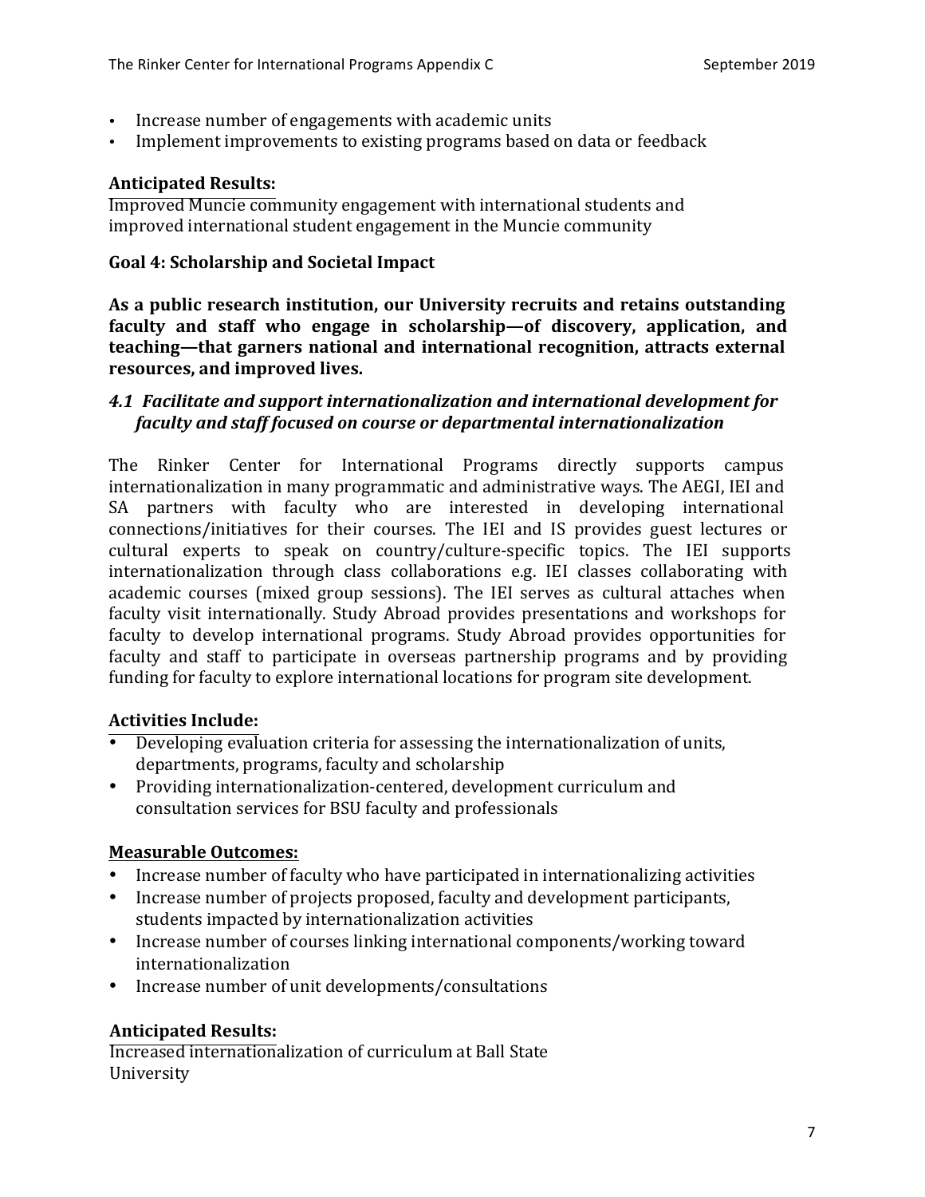- Increase number of engagements with academic units
- Implement improvements to existing programs based on data or feedback

**Anticipated Results:**
Improved Muncie community engagement with international students and improved international student engagement in the Muncie community

### Goal 4: Scholarship and Societal Impact

**As a public research institution, our University recruits and retains outstanding faculty and staff who engage in scholarship—of discovery, application, and teaching—that garners national and international recognition, attracts external resources, and improved lives.**

#### *4.1 Facilitate and support internationalization and international development for faculty and staff focused on course or departmental internationalization*

The Rinker Center for International Programs directly supports campus internationalization in many programmatic and administrative ways. The AEGI, IEI and SA partners with faculty who are interested in developing international connections/initiatives for their courses. The IEI and IS provides guest lectures or cultural experts to speak on country/culture-specific topics. The IEI supports internationalization through class collaborations e.g. IEI classes collaborating with academic courses (mixed group sessions). The IEI serves as cultural attaches when faculty visit internationally. Study Abroad provides presentations and workshops for faculty to develop international programs. Study Abroad provides opportunities for faculty and staff to participate in overseas partnership programs and by providing funding for faculty to explore international locations for program site development.

**Activities Include:**

- Developing evaluation criteria for assessing the internationalization of units, departments, programs, faculty and scholarship
- Providing internationalization-centered, development curriculum and consultation services for BSU faculty and professionals

**Measurable Outcomes:**

- Increase number of faculty who have participated in internationalizing activities
- Increase number of projects proposed, faculty and development participants, students impacted by internationalization activities
- Increase number of courses linking international components/working toward internationalization
- Increase number of unit developments/consultations

**Anticipated Results:**
Increased internationalization of curriculum at Ball State University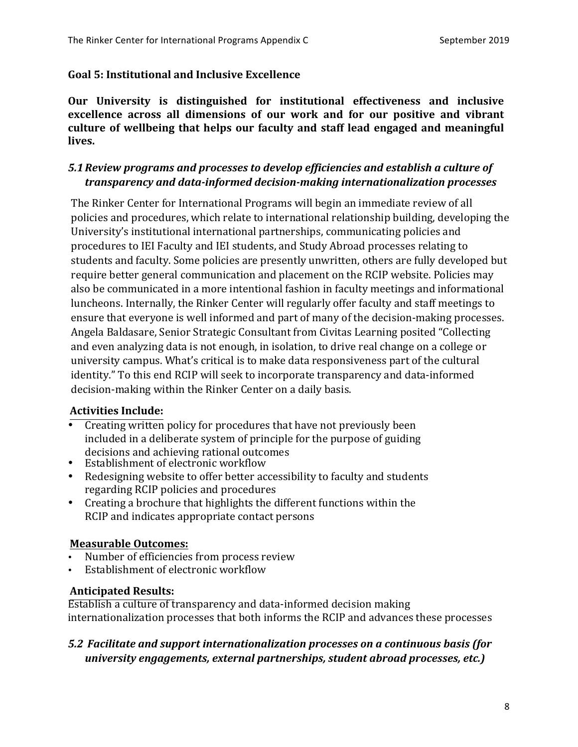## Goal 5: Institutional and Inclusive Excellence

**Our University is distinguished for institutional effectiveness and inclusive excellence across all dimensions of our work and for our positive and vibrant culture of wellbeing that helps our faculty and staff lead engaged and meaningful lives.**

### *5.1 Review programs and processes to develop efficiencies and establish a culture of transparency and data-informed decision-making internationalization processes*

The Rinker Center for International Programs will begin an immediate review of all policies and procedures, which relate to international relationship building, developing the University's institutional international partnerships, communicating policies and procedures to IEI Faculty and IEI students, and Study Abroad processes relating to students and faculty. Some policies are presently unwritten, others are fully developed but require better general communication and placement on the RCIP website. Policies may also be communicated in a more intentional fashion in faculty meetings and informational luncheons. Internally, the Rinker Center will regularly offer faculty and staff meetings to ensure that everyone is well informed and part of many of the decision-making processes. Angela Baldasare, Senior Strategic Consultant from Civitas Learning posited "Collecting and even analyzing data is not enough, in isolation, to drive real change on a college or university campus. What's critical is to make data responsiveness part of the cultural identity." To this end RCIP will seek to incorporate transparency and data-informed decision-making within the Rinker Center on a daily basis.

**Activities Include:**

- Creating written policy for procedures that have not previously been included in a deliberate system of principle for the purpose of guiding decisions and achieving rational outcomes
- Establishment of electronic workflow
- Redesigning website to offer better accessibility to faculty and students regarding RCIP policies and procedures
- Creating a brochure that highlights the different functions within the RCIP and indicates appropriate contact persons

**Measurable Outcomes:**

- Number of efficiencies from process review
- Establishment of electronic workflow

**Anticipated Results:**

Establish a culture of transparency and data-informed decision making internationalization processes that both informs the RCIP and advances these processes

### *5.2 Facilitate and support internationalization processes on a continuous basis (for university engagements, external partnerships, student abroad processes, etc.)*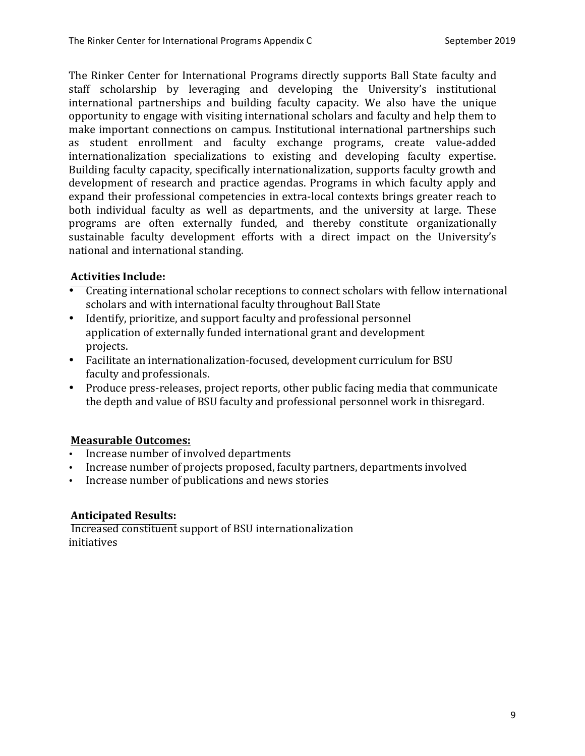The Rinker Center for International Programs directly supports Ball State faculty and staff scholarship by leveraging and developing the University's institutional international partnerships and building faculty capacity. We also have the unique opportunity to engage with visiting international scholars and faculty and help them to make important connections on campus. Institutional international partnerships such as student enrollment and faculty exchange programs, create value-added internationalization specializations to existing and developing faculty expertise. Building faculty capacity, specifically internationalization, supports faculty growth and development of research and practice agendas. Programs in which faculty apply and expand their professional competencies in extra-local contexts brings greater reach to both individual faculty as well as departments, and the university at large. These programs are often externally funded, and thereby constitute organizationally sustainable faculty development efforts with a direct impact on the University's national and international standing.

**Activities Include:**

- Creating international scholar receptions to connect scholars with fellow international scholars and with international faculty throughout Ball State
- Identify, prioritize, and support faculty and professional personnel application of externally funded international grant and development projects.
- Facilitate an internationalization-focused, development curriculum for BSU faculty and professionals.
- Produce press-releases, project reports, other public facing media that communicate the depth and value of BSU faculty and professional personnel work in thisregard.

**Measurable Outcomes:**

- Increase number of involved departments
- Increase number of projects proposed, faculty partners, departments involved
- Increase number of publications and news stories

**Anticipated Results:**

Increased constituent support of BSU internationalization initiatives